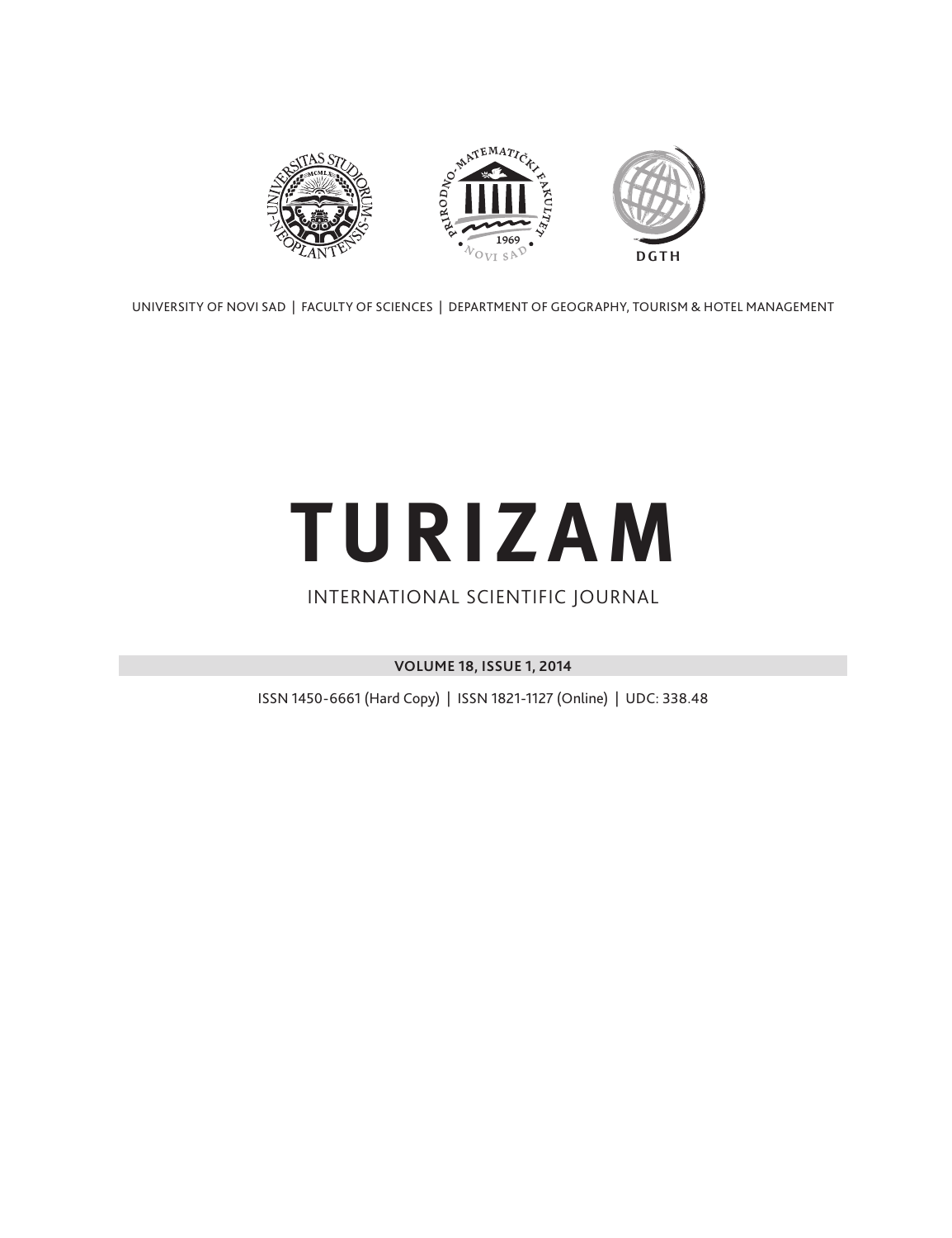UNIVERSITY OF NOVI SAD | FACULTY OF SCIENCES | DEPARTMENT OF GEOGRAPHY, TOURISM & HOTEL MANAGEMENT

# TURIZAM

INTERNATIONAL SCIENTIFIC JOURNAL

**VOLUME 18, ISSUE 1, 2014**

ISSN 1450-6661 (Hard Copy) | ISSN 1821-1127 (Online) | UDC: 338.48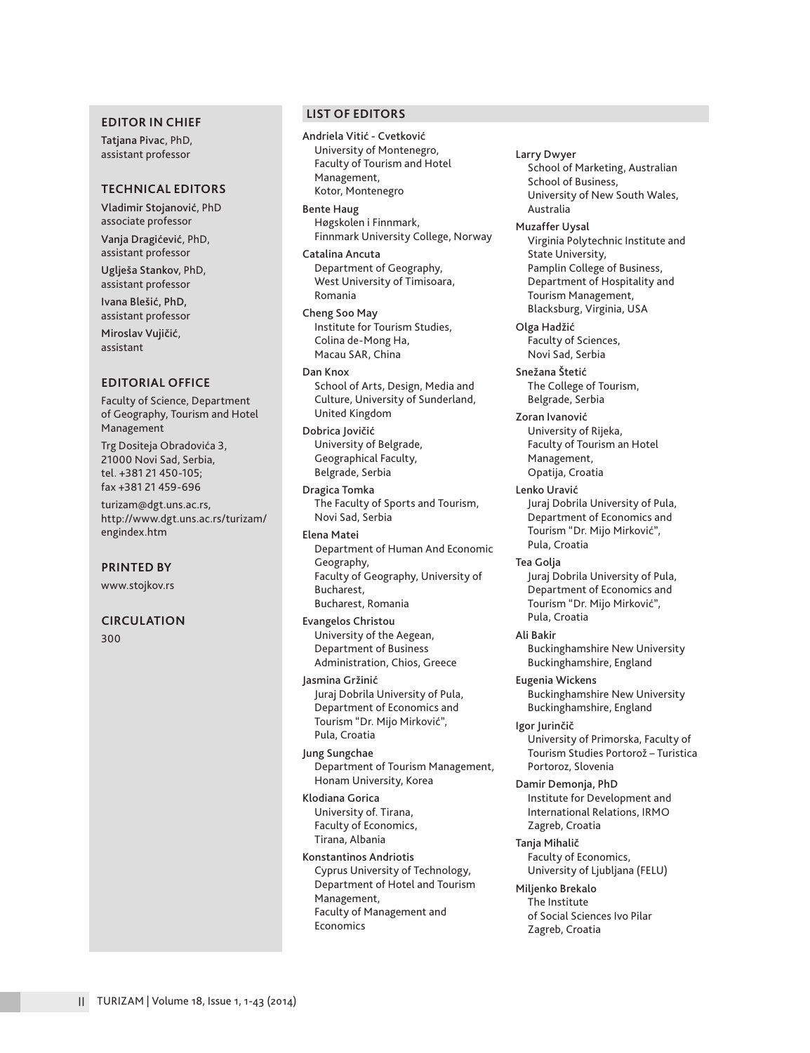## EDITOR IN CHIEF

**Tatjana Pivac**, PhD,
assistant professor

## TECHNICAL EDITORS

**Vladimir Stojanović**, PhD
associate professor

**Vanja Dragićević**, PhD,
assistant professor

**Uglješa Stankov**, PhD,
assistant professor

**Ivana Blešić, PhD**,
assistant professor

**Miroslav Vujičić**,
assistant

## EDITORIAL OFFICE

Faculty of Science, Department of Geography, Tourism and Hotel Management

Trg Dositeja Obradovića 3,
21000 Novi Sad, Serbia,
tel. +381 21 450-105;
fax +381 21 459-696

turizam@dgt.uns.ac.rs,
http://www.dgt.uns.ac.rs/turizam/engindex.htm

## PRINTED BY

www.stojkov.rs

## CIRCULATION

300

## LIST OF EDITORS

**Andriela Vitić - Cvetković**
University of Montenegro,
Faculty of Tourism and Hotel Management,
Kotor, Montenegro

**Bente Haug**
Høgskolen i Finnmark,
Finnmark University College, Norway

**Catalina Ancuta**
Department of Geography,
West University of Timisoara,
Romania

**Cheng Soo May**
Institute for Tourism Studies,
Colina de-Mong Ha,
Macau SAR, China

**Dan Knox**
School of Arts, Design, Media and Culture, University of Sunderland,
United Kingdom

**Dobrica Jovičić**
University of Belgrade,
Geographical Faculty,
Belgrade, Serbia

**Dragica Tomka**
The Faculty of Sports and Tourism,
Novi Sad, Serbia

**Elena Matei**
Department of Human And Economic Geography,
Faculty of Geography, University of Bucharest,
Bucharest, Romania

**Evangelos Christou**
University of the Aegean,
Department of Business Administration, Chios, Greece

**Jasmina Gržinić**
Juraj Dobrila University of Pula,
Department of Economics and Tourism "Dr. Mijo Mirković",
Pula, Croatia

**Jung Sungchae**
Department of Tourism Management,
Honam University, Korea

**Klodiana Gorica**
University of. Tirana,
Faculty of Economics,
Tirana, Albania

**Konstantinos Andriotis**
Cyprus University of Technology,
Department of Hotel and Tourism Management,
Faculty of Management and Economics

**Larry Dwyer**
School of Marketing, Australian School of Business,
University of New South Wales,
Australia

**Muzaffer Uysal**
Virginia Polytechnic Institute and State University,
Pamplin College of Business,
Department of Hospitality and Tourism Management,
Blacksburg, Virginia, USA

**Olga Hadžić**
Faculty of Sciences,
Novi Sad, Serbia

**Snežana Štetić**
The College of Tourism,
Belgrade, Serbia

**Zoran Ivanović**
University of Rijeka,
Faculty of Tourism an Hotel Management,
Opatija, Croatia

**Lenko Uravić**
Juraj Dobrila University of Pula,
Department of Economics and Tourism "Dr. Mijo Mirković",
Pula, Croatia

**Tea Golja**
Juraj Dobrila University of Pula,
Department of Economics and Tourism "Dr. Mijo Mirković",
Pula, Croatia

**Ali Bakir**
Buckinghamshire New University
Buckinghamshire, England

**Eugenia Wickens**
Buckinghamshire New University
Buckinghamshire, England

**Igor Jurinčič**
University of Primorska, Faculty of Tourism Studies Portorož – Turistica
Portoroz, Slovenia

**Damir Demonja, PhD**
Institute for Development and International Relations, IRMO
Zagreb, Croatia

**Tanja Mihalič**
Faculty of Economics,
University of Ljubljana (FELU)

**Miljenko Brekalo**
The Institute
of Social Sciences Ivo Pilar
Zagreb, Croatia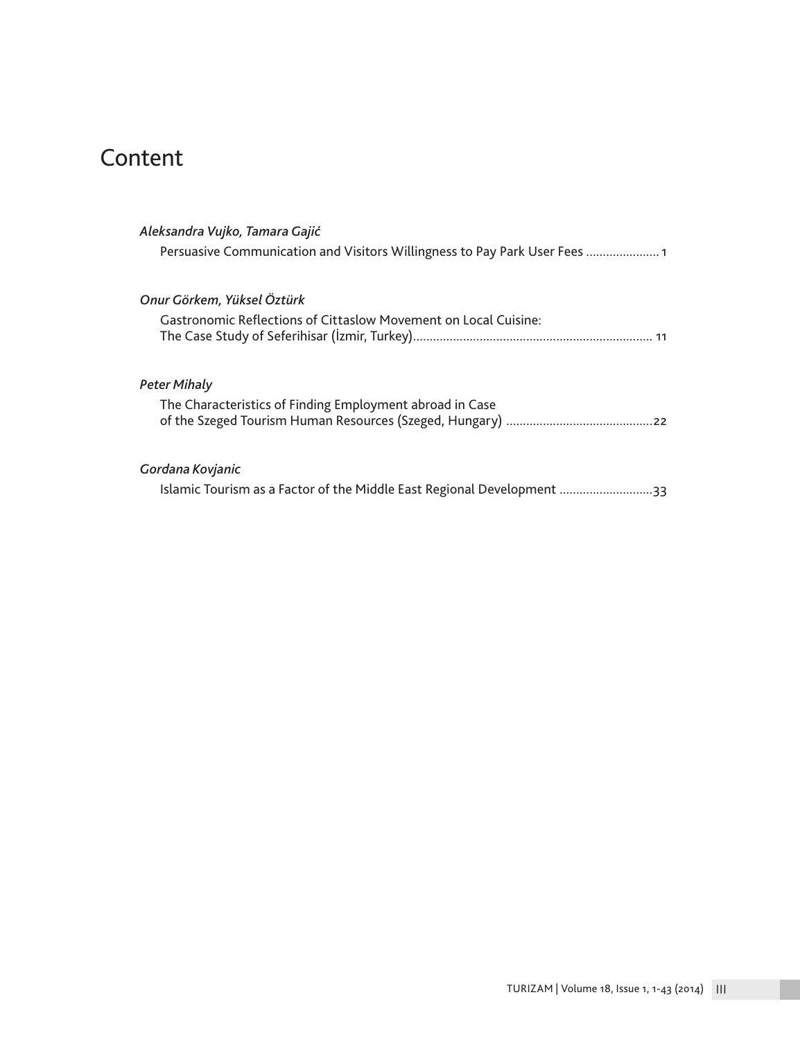# Content

*Aleksandra Vujko, Tamara Gajić*

Persuasive Communication and Visitors Willingness to Pay Park User Fees ...................... 1

*Onur Görkem, Yüksel Öztürk*

Gastronomic Reflections of Cittaslow Movement on Local Cuisine:
The Case Study of Seferihisar (İzmir, Turkey)....................................................................... 11

*Peter Mihaly*

The Characteristics of Finding Employment abroad in Case
of the Szeged Tourism Human Resources (Szeged, Hungary) ............................................22

*Gordana Kovjanic*

Islamic Tourism as a Factor of the Middle East Regional Development ............................33